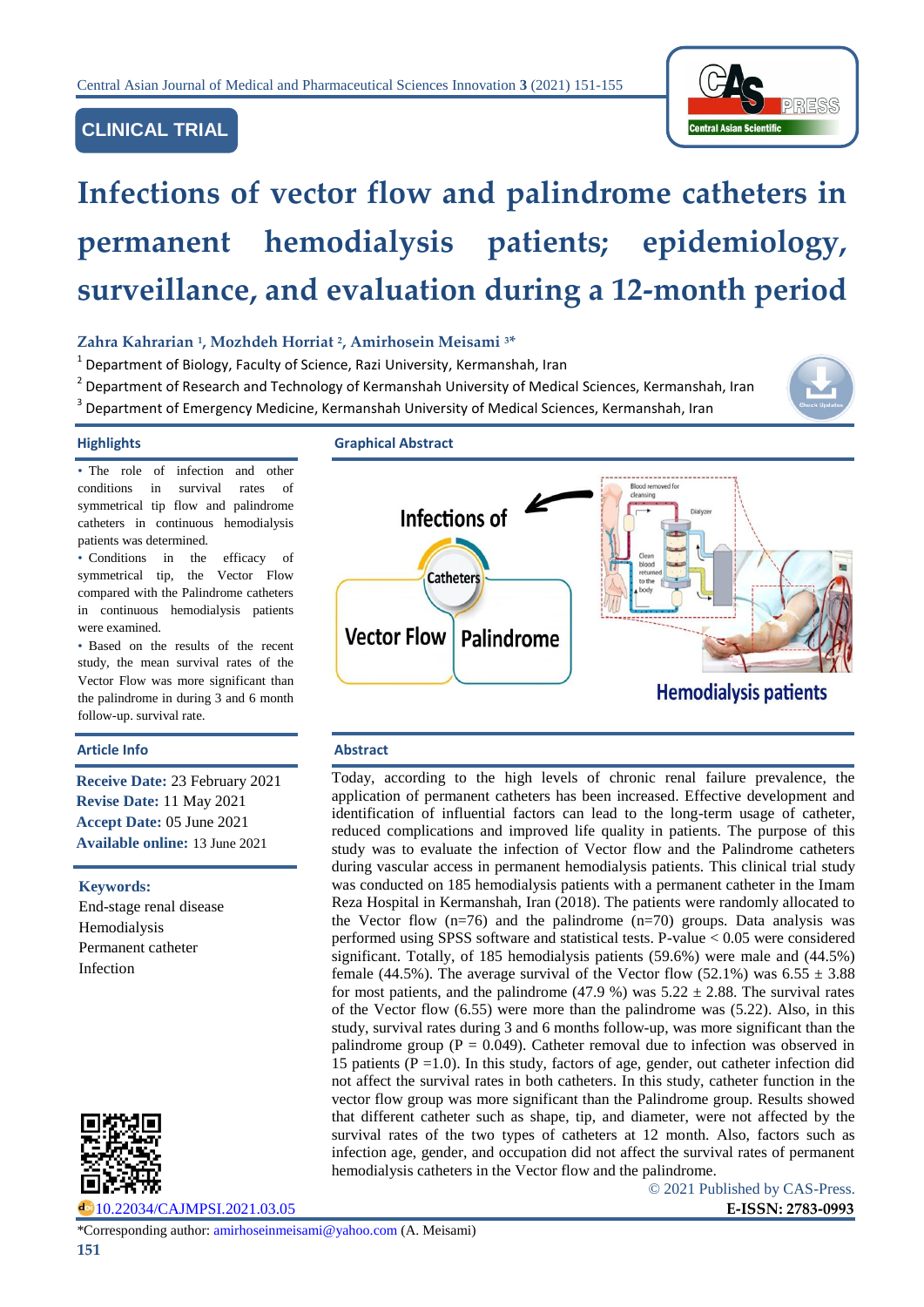CLINICAL TRIAL

# Infections of vector flow and palindrome catheters in permanent hemodialysis patients; epidemiology, surveillance, and evaluation during a 12-month period

**Zahra Kahrarian [1], Mozhdeh Horriat [2], Amirhosein Meisami [3]***

[1] Department of Biology, Faculty of Science, Razi University, Kermanshah, Iran

[2] Department of Research and Technology of Kermanshah University of Medical Sciences, Kermanshah, Iran

[3] Department of Emergency Medicine, Kermanshah University of Medical Sciences, Kermanshah, Iran

## Highlights

- The role of infection and other conditions in survival rates of symmetrical tip flow and palindrome catheters in continuous hemodialysis patients was determined.
- Conditions in the efficacy of symmetrical tip, the Vector Flow compared with the Palindrome catheters in continuous hemodialysis patients were examined.
- Based on the results of the recent study, the mean survival rates of the Vector Flow was more significant than the palindrome in during 3 and 6 month follow-up. survival rate.

## Article Info

**Receive Date:** 23 February 2021
**Revise Date:** 11 May 2021
**Accept Date:** 05 June 2021
**Available online:** 13 June 2021

**Keywords:**
End-stage renal disease
Hemodialysis
Permanent catheter
Infection

## Graphical Abstract

Infections of Catheters — Vector Flow / Palindrome — Hemodialysis patients

## Abstract

Today, according to the high levels of chronic renal failure prevalence, the application of permanent catheters has been increased. Effective development and identification of influential factors can lead to the long-term usage of catheter, reduced complications and improved life quality in patients. The purpose of this study was to evaluate the infection of Vector flow and the Palindrome catheters during vascular access in permanent hemodialysis patients. This clinical trial study was conducted on 185 hemodialysis patients with a permanent catheter in the Imam Reza Hospital in Kermanshah, Iran (2018). The patients were randomly allocated to the Vector flow (n=76) and the palindrome (n=70) groups. Data analysis was performed using SPSS software and statistical tests. P-value < 0.05 were considered significant. Totally, of 185 hemodialysis patients (59.6%) were male and (44.5%) female (44.5%). The average survival of the Vector flow (52.1%) was 6.55 ± 3.88 for most patients, and the palindrome (47.9 %) was 5.22 ± 2.88. The survival rates of the Vector flow (6.55) were more than the palindrome was (5.22). Also, in this study, survival rates during 3 and 6 months follow-up, was more significant than the palindrome group (P = 0.049). Catheter removal due to infection was observed in 15 patients (P =1.0). In this study, factors of age, gender, out catheter infection did not affect the survival rates in both catheters. In this study, catheter function in the vector flow group was more significant than the Palindrome group. Results showed that different catheter such as shape, tip, and diameter, were not affected by the survival rates of the two types of catheters at 12 month. Also, factors such as infection age, gender, and occupation did not affect the survival rates of permanent hemodialysis catheters in the Vector flow and the palindrome.

© 2021 Published by CAS-Press.

10.22034/CAJMPSI.2021.03.05

E-ISSN: 2783-0993

*Corresponding author: amirhoseinmeisami@yahoo.com (A. Meisami)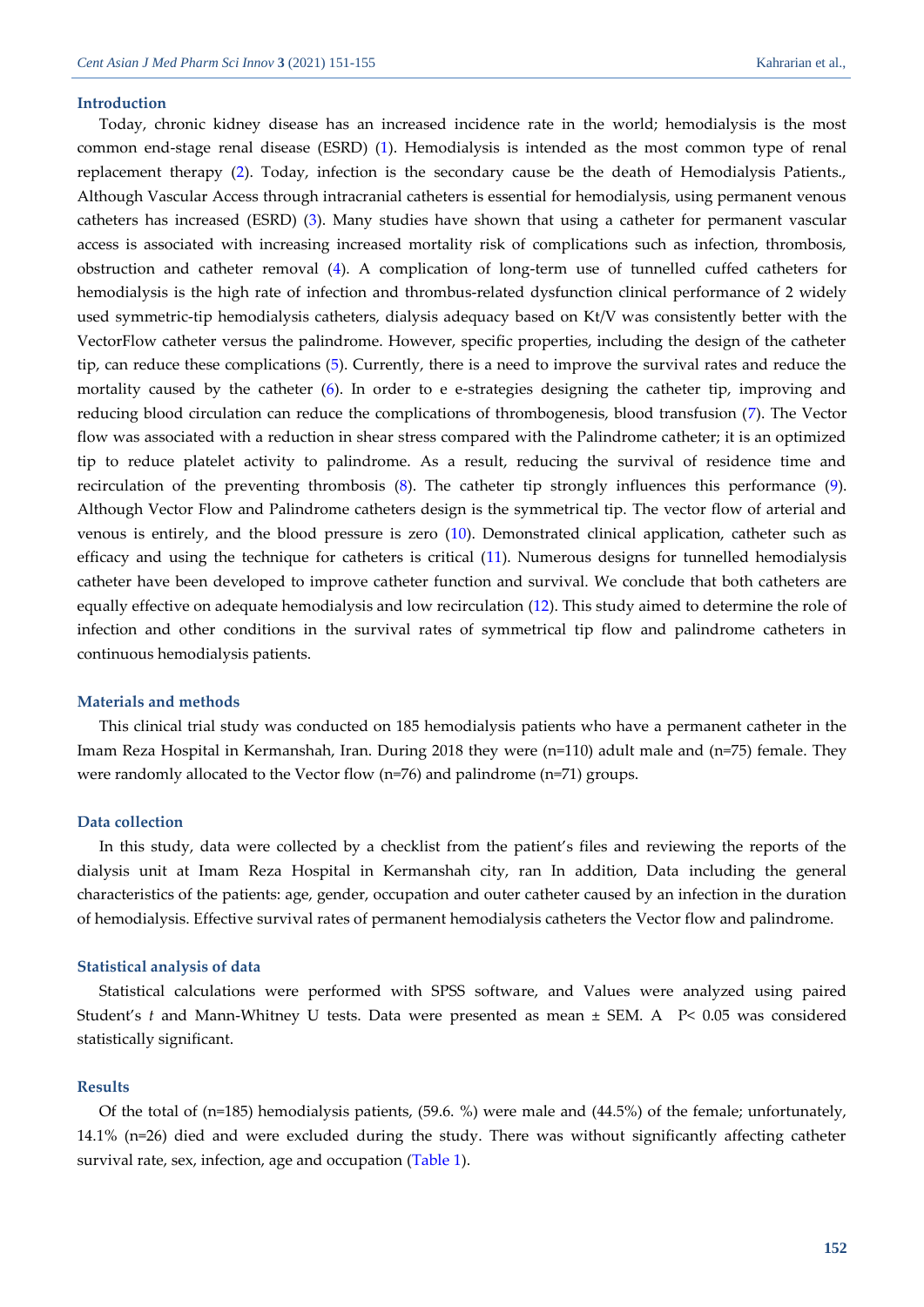## Introduction

Today, chronic kidney disease has an increased incidence rate in the world; hemodialysis is the most common end-stage renal disease (ESRD) (1). Hemodialysis is intended as the most common type of renal replacement therapy (2). Today, infection is the secondary cause be the death of Hemodialysis Patients., Although Vascular Access through intracranial catheters is essential for hemodialysis, using permanent venous catheters has increased (ESRD) (3). Many studies have shown that using a catheter for permanent vascular access is associated with increasing increased mortality risk of complications such as infection, thrombosis, obstruction and catheter removal (4). A complication of long-term use of tunnelled cuffed catheters for hemodialysis is the high rate of infection and thrombus-related dysfunction clinical performance of 2 widely used symmetric-tip hemodialysis catheters, dialysis adequacy based on Kt/V was consistently better with the VectorFlow catheter versus the palindrome. However, specific properties, including the design of the catheter tip, can reduce these complications (5). Currently, there is a need to improve the survival rates and reduce the mortality caused by the catheter (6). In order to e e-strategies designing the catheter tip, improving and reducing blood circulation can reduce the complications of thrombogenesis, blood transfusion (7). The Vector flow was associated with a reduction in shear stress compared with the Palindrome catheter; it is an optimized tip to reduce platelet activity to palindrome. As a result, reducing the survival of residence time and recirculation of the preventing thrombosis (8). The catheter tip strongly influences this performance (9). Although Vector Flow and Palindrome catheters design is the symmetrical tip. The vector flow of arterial and venous is entirely, and the blood pressure is zero (10). Demonstrated clinical application, catheter such as efficacy and using the technique for catheters is critical (11). Numerous designs for tunnelled hemodialysis catheter have been developed to improve catheter function and survival. We conclude that both catheters are equally effective on adequate hemodialysis and low recirculation (12). This study aimed to determine the role of infection and other conditions in the survival rates of symmetrical tip flow and palindrome catheters in continuous hemodialysis patients.

## Materials and methods

This clinical trial study was conducted on 185 hemodialysis patients who have a permanent catheter in the Imam Reza Hospital in Kermanshah, Iran. During 2018 they were (n=110) adult male and (n=75) female. They were randomly allocated to the Vector flow (n=76) and palindrome (n=71) groups.

### Data collection

In this study, data were collected by a checklist from the patient's files and reviewing the reports of the dialysis unit at Imam Reza Hospital in Kermanshah city, ran In addition, Data including the general characteristics of the patients: age, gender, occupation and outer catheter caused by an infection in the duration of hemodialysis. Effective survival rates of permanent hemodialysis catheters the Vector flow and palindrome.

### Statistical analysis of data

Statistical calculations were performed with SPSS software, and Values were analyzed using paired Student's *t* and Mann-Whitney U tests. Data were presented as mean ± SEM. A $P< 0.05$ was considered statistically significant.

## Results

Of the total of (n=185) hemodialysis patients, (59.6. %) were male and (44.5%) of the female; unfortunately, 14.1% (n=26) died and were excluded during the study. There was without significantly affecting catheter survival rate, sex, infection, age and occupation (Table 1).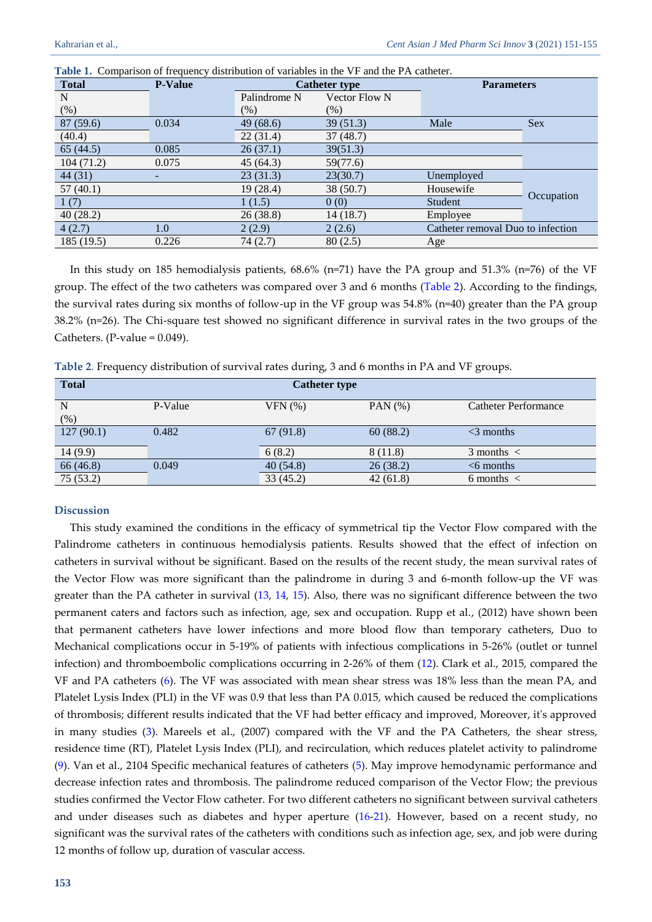**Table 1.** Comparison of frequency distribution of variables in the VF and the PA catheter.

| Total | P-Value | Catheter type | | Parameters | |
|---|---|---|---|---|---|
| N (%) | | Palindrome N (%) | Vector Flow N (%) | | |
| 87 (59.6) | 0.034 | 49 (68.6) | 39 (51.3) | Male | Sex |
| (40.4) | | 22 (31.4) | 37 (48.7) | | |
| 65 (44.5) | 0.085 | 26 (37.1) | 39(51.3) | | |
| 104 (71.2) | 0.075 | 45 (64.3) | 59(77.6) | | |
| 44 (31) | - | 23 (31.3) | 23(30.7) | Unemployed | Occupation |
| 57 (40.1) | | 19 (28.4) | 38 (50.7) | Housewife | |
| 1 (7) | | 1 (1.5) | 0 (0) | Student | |
| 40 (28.2) | | 26 (38.8) | 14 (18.7) | Employee | |
| 4 (2.7) | 1.0 | 2 (2.9) | 2 (2.6) | Catheter removal Duo to infection | |
| 185 (19.5) | 0.226 | 74 (2.7) | 80 (2.5) | Age | |

In this study on 185 hemodialysis patients, 68.6% (n=71) have the PA group and 51.3% (n=76) of the VF group. The effect of the two catheters was compared over 3 and 6 months (Table 2). According to the findings, the survival rates during six months of follow-up in the VF group was 54.8% (n=40) greater than the PA group 38.2% (n=26). The Chi-square test showed no significant difference in survival rates in the two groups of the Catheters. (P-value = 0.049).

**Table 2**. Frequency distribution of survival rates during, 3 and 6 months in PA and VF groups.

| Total | | Catheter type | | |
|---|---|---|---|---|
| N (%) | P-Value | VFN (%) | PAN (%) | Catheter Performance |
| 127 (90.1) | 0.482 | 67 (91.8) | 60 (88.2) | <3 months |
| 14 (9.9) | | 6 (8.2) | 8 (11.8) | 3 months < |
| 66 (46.8) | 0.049 | 40 (54.8) | 26 (38.2) | <6 months |
| 75 (53.2) | | 33 (45.2) | 42 (61.8) | 6 months < |

### Discussion

This study examined the conditions in the efficacy of symmetrical tip the Vector Flow compared with the Palindrome catheters in continuous hemodialysis patients. Results showed that the effect of infection on catheters in survival without be significant. Based on the results of the recent study, the mean survival rates of the Vector Flow was more significant than the palindrome in during 3 and 6-month follow-up the VF was greater than the PA catheter in survival (13, 14, 15). Also, there was no significant difference between the two permanent caters and factors such as infection, age, sex and occupation. Rupp et al., (2012) have shown been that permanent catheters have lower infections and more blood flow than temporary catheters, Duo to Mechanical complications occur in 5-19% of patients with infectious complications in 5-26% (outlet or tunnel infection) and thromboembolic complications occurring in 2-26% of them (12). Clark et al., 2015, compared the VF and PA catheters (6). The VF was associated with mean shear stress was 18% less than the mean PA, and Platelet Lysis Index (PLI) in the VF was 0.9 that less than PA 0.015, which caused be reduced the complications of thrombosis; different results indicated that the VF had better efficacy and improved, Moreover, it's approved in many studies (3). Mareels et al., (2007) compared with the VF and the PA Catheters, the shear stress, residence time (RT), Platelet Lysis Index (PLI), and recirculation, which reduces platelet activity to palindrome (9). Van et al., 2104 Specific mechanical features of catheters (5). May improve hemodynamic performance and decrease infection rates and thrombosis. The palindrome reduced comparison of the Vector Flow; the previous studies confirmed the Vector Flow catheter. For two different catheters no significant between survival catheters and under diseases such as diabetes and hyper aperture (16-21). However, based on a recent study, no significant was the survival rates of the catheters with conditions such as infection age, sex, and job were during 12 months of follow up, duration of vascular access.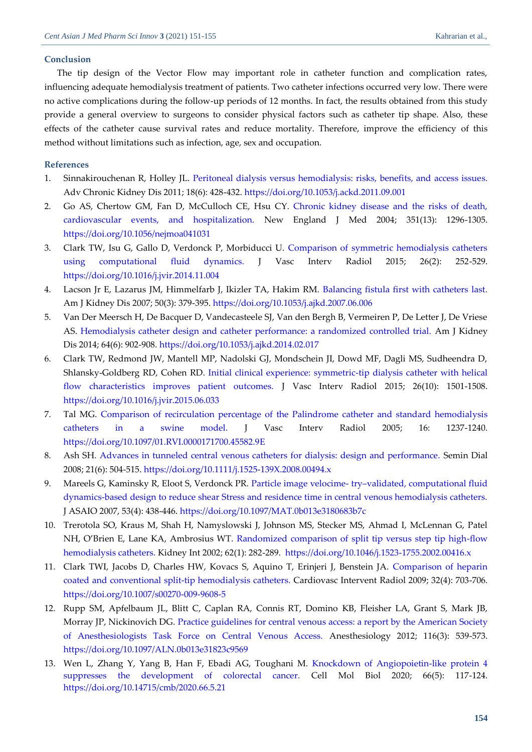## Conclusion

The tip design of the Vector Flow may important role in catheter function and complication rates, influencing adequate hemodialysis treatment of patients. Two catheter infections occurred very low. There were no active complications during the follow-up periods of 12 months. In fact, the results obtained from this study provide a general overview to surgeons to consider physical factors such as catheter tip shape. Also, these effects of the catheter cause survival rates and reduce mortality. Therefore, improve the efficiency of this method without limitations such as infection, age, sex and occupation.

## References

1. Sinnakirouchenan R, Holley JL. Peritoneal dialysis versus hemodialysis: risks, benefits, and access issues. Adv Chronic Kidney Dis 2011; 18(6): 428-432. https://doi.org/10.1053/j.ackd.2011.09.001
2. Go AS, Chertow GM, Fan D, McCulloch CE, Hsu CY. Chronic kidney disease and the risks of death, cardiovascular events, and hospitalization. New England J Med 2004; 351(13): 1296-1305. https://doi.org/10.1056/nejmoa041031
3. Clark TW, Isu G, Gallo D, Verdonck P, Morbiducci U. Comparison of symmetric hemodialysis catheters using computational fluid dynamics. J Vasc Interv Radiol 2015; 26(2): 252-529. https://doi.org/10.1016/j.jvir.2014.11.004
4. Lacson Jr E, Lazarus JM, Himmelfarb J, Ikizler TA, Hakim RM. Balancing fistula first with catheters last. Am J Kidney Dis 2007; 50(3): 379-395. https://doi.org/10.1053/j.ajkd.2007.06.006
5. Van Der Meersch H, De Bacquer D, Vandecasteele SJ, Van den Bergh B, Vermeiren P, De Letter J, De Vriese AS. Hemodialysis catheter design and catheter performance: a randomized controlled trial. Am J Kidney Dis 2014; 64(6): 902-908. https://doi.org/10.1053/j.ajkd.2014.02.017
6. Clark TW, Redmond JW, Mantell MP, Nadolski GJ, Mondschein JI, Dowd MF, Dagli MS, Sudheendra D, Shlansky-Goldberg RD, Cohen RD. Initial clinical experience: symmetric-tip dialysis catheter with helical flow characteristics improves patient outcomes. J Vasc Interv Radiol 2015; 26(10): 1501-1508. https://doi.org/10.1016/j.jvir.2015.06.033
7. Tal MG. Comparison of recirculation percentage of the Palindrome catheter and standard hemodialysis catheters in a swine model. J Vasc Interv Radiol 2005; 16: 1237-1240. https://doi.org/10.1097/01.RVI.0000171700.45582.9E
8. Ash SH. Advances in tunneled central venous catheters for dialysis: design and performance. Semin Dial 2008; 21(6): 504-515. https://doi.org/10.1111/j.1525-139X.2008.00494.x
9. Mareels G, Kaminsky R, Eloot S, Verdonck PR. Particle image velocime- try–validated, computational fluid dynamics-based design to reduce shear Stress and residence time in central venous hemodialysis catheters. J ASAIO 2007, 53(4): 438-446. https://doi.org/10.1097/MAT.0b013e3180683b7c
10. Trerotola SO, Kraus M, Shah H, Namyslowski J, Johnson MS, Stecker MS, Ahmad I, McLennan G, Patel NH, O'Brien E, Lane KA, Ambrosius WT. Randomized comparison of split tip versus step tip high-flow hemodialysis catheters. Kidney Int 2002; 62(1): 282-289. https://doi.org/10.1046/j.1523-1755.2002.00416.x
11. Clark TWI, Jacobs D, Charles HW, Kovacs S, Aquino T, Erinjeri J, Benstein JA. Comparison of heparin coated and conventional split-tip hemodialysis catheters. Cardiovasc Intervent Radiol 2009; 32(4): 703-706. https://doi.org/10.1007/s00270-009-9608-5
12. Rupp SM, Apfelbaum JL, Blitt C, Caplan RA, Connis RT, Domino KB, Fleisher LA, Grant S, Mark JB, Morray JP, Nickinovich DG. Practice guidelines for central venous access: a report by the American Society of Anesthesiologists Task Force on Central Venous Access. Anesthesiology 2012; 116(3): 539-573. https://doi.org/10.1097/ALN.0b013e31823c9569
13. Wen L, Zhang Y, Yang B, Han F, Ebadi AG, Toughani M. Knockdown of Angiopoietin-like protein 4 suppresses the development of colorectal cancer. Cell Mol Biol 2020; 66(5): 117-124. https://doi.org/10.14715/cmb/2020.66.5.21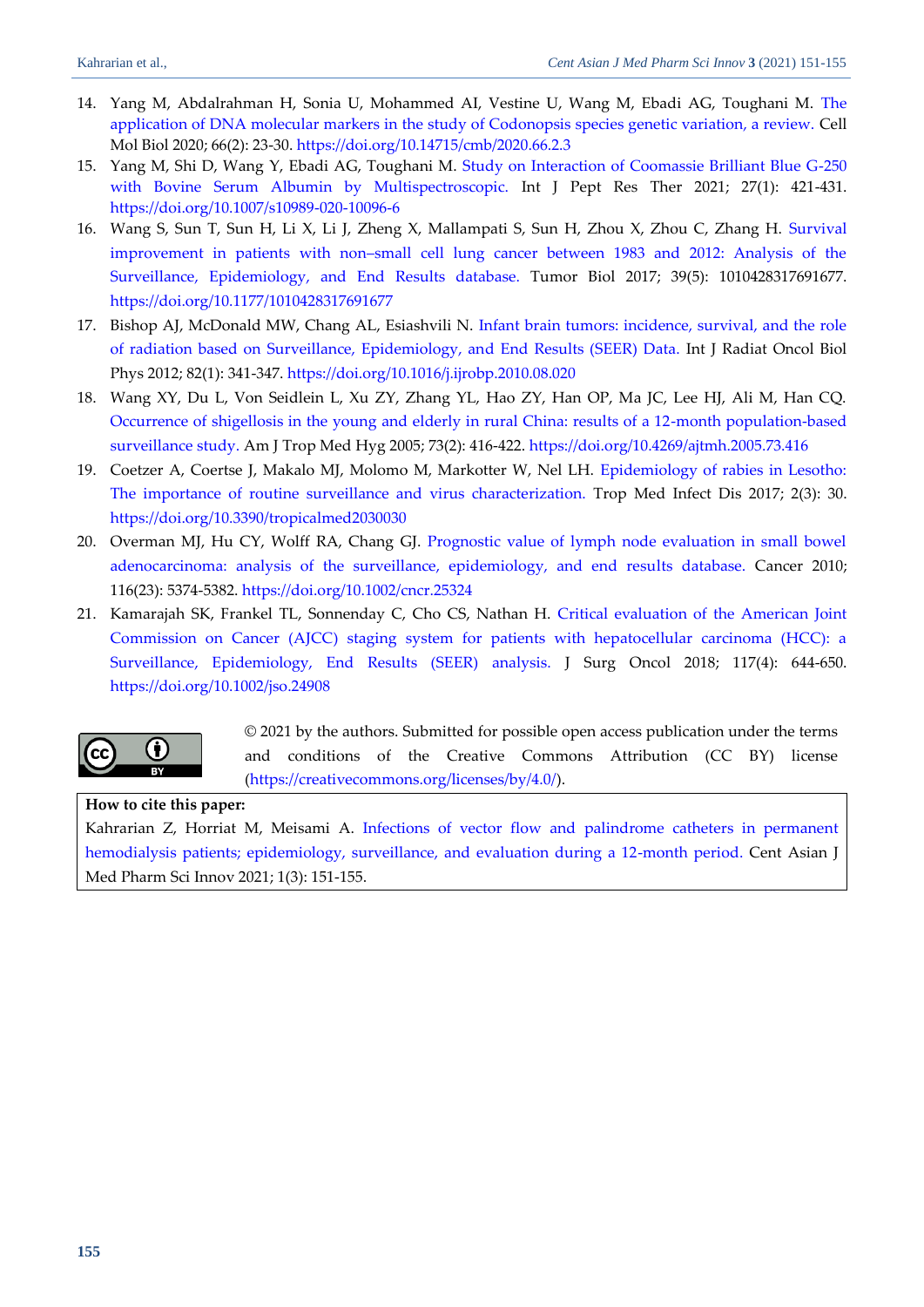14. Yang M, Abdalrahman H, Sonia U, Mohammed AI, Vestine U, Wang M, Ebadi AG, Toughani M. The application of DNA molecular markers in the study of Codonopsis species genetic variation, a review. Cell Mol Biol 2020; 66(2): 23-30. https://doi.org/10.14715/cmb/2020.66.2.3
15. Yang M, Shi D, Wang Y, Ebadi AG, Toughani M. Study on Interaction of Coomassie Brilliant Blue G-250 with Bovine Serum Albumin by Multispectroscopic. Int J Pept Res Ther 2021; 27(1): 421-431. https://doi.org/10.1007/s10989-020-10096-6
16. Wang S, Sun T, Sun H, Li X, Li J, Zheng X, Mallampati S, Sun H, Zhou X, Zhou C, Zhang H. Survival improvement in patients with non–small cell lung cancer between 1983 and 2012: Analysis of the Surveillance, Epidemiology, and End Results database. Tumor Biol 2017; 39(5): 1010428317691677. https://doi.org/10.1177/1010428317691677
17. Bishop AJ, McDonald MW, Chang AL, Esiashvili N. Infant brain tumors: incidence, survival, and the role of radiation based on Surveillance, Epidemiology, and End Results (SEER) Data. Int J Radiat Oncol Biol Phys 2012; 82(1): 341-347. https://doi.org/10.1016/j.ijrobp.2010.08.020
18. Wang XY, Du L, Von Seidlein L, Xu ZY, Zhang YL, Hao ZY, Han OP, Ma JC, Lee HJ, Ali M, Han CQ. Occurrence of shigellosis in the young and elderly in rural China: results of a 12-month population-based surveillance study. Am J Trop Med Hyg 2005; 73(2): 416-422. https://doi.org/10.4269/ajtmh.2005.73.416
19. Coetzer A, Coertse J, Makalo MJ, Molomo M, Markotter W, Nel LH. Epidemiology of rabies in Lesotho: The importance of routine surveillance and virus characterization. Trop Med Infect Dis 2017; 2(3): 30. https://doi.org/10.3390/tropicalmed2030030
20. Overman MJ, Hu CY, Wolff RA, Chang GJ. Prognostic value of lymph node evaluation in small bowel adenocarcinoma: analysis of the surveillance, epidemiology, and end results database. Cancer 2010; 116(23): 5374-5382. https://doi.org/10.1002/cncr.25324
21. Kamarajah SK, Frankel TL, Sonnenday C, Cho CS, Nathan H. Critical evaluation of the American Joint Commission on Cancer (AJCC) staging system for patients with hepatocellular carcinoma (HCC): a Surveillance, Epidemiology, End Results (SEER) analysis. J Surg Oncol 2018; 117(4): 644-650. https://doi.org/10.1002/jso.24908

© 2021 by the authors. Submitted for possible open access publication under the terms and conditions of the Creative Commons Attribution (CC BY) license (https://creativecommons.org/licenses/by/4.0/).

**How to cite this paper:**
Kahrarian Z, Horriat M, Meisami A. Infections of vector flow and palindrome catheters in permanent hemodialysis patients; epidemiology, surveillance, and evaluation during a 12-month period. Cent Asian J Med Pharm Sci Innov 2021; 1(3): 151-155.